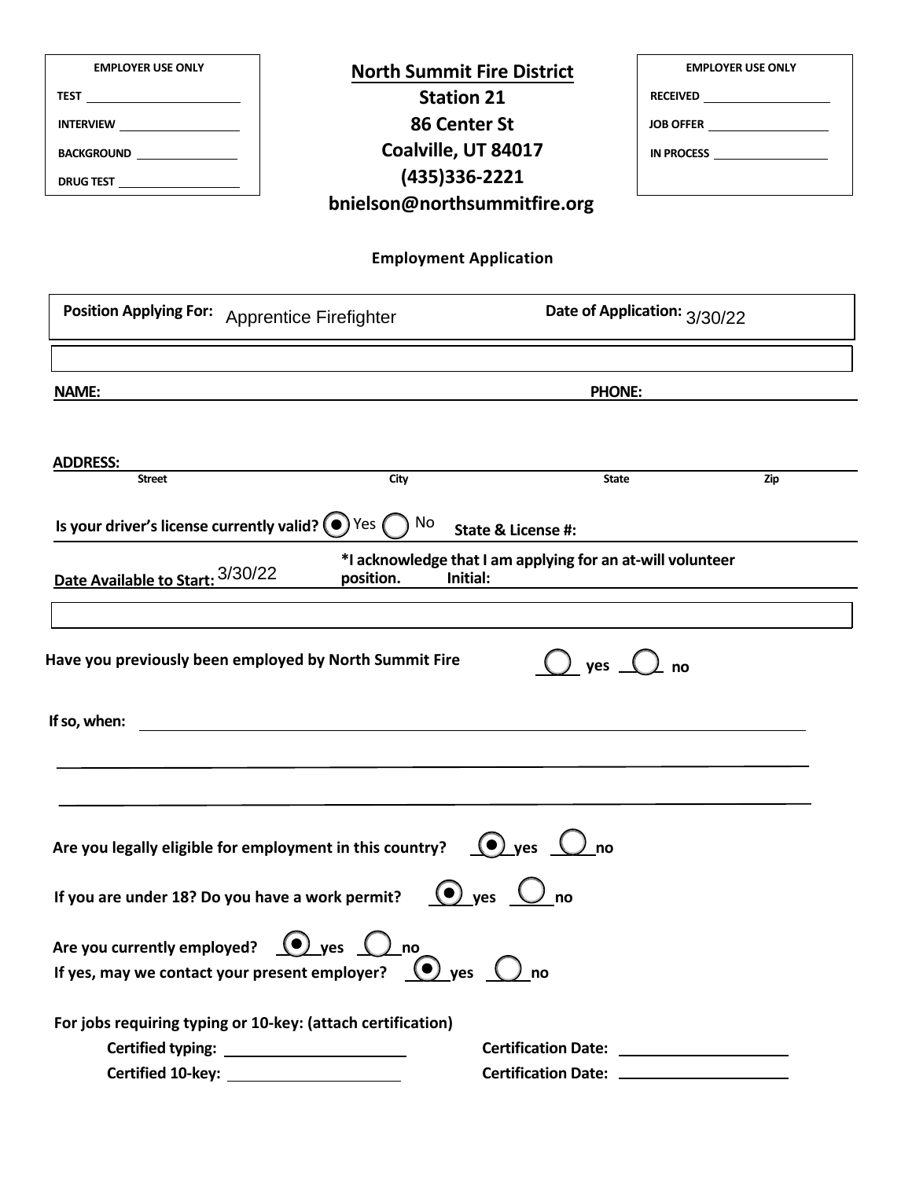| EMPLOYER USE ONLY |
| --- |
| TEST |
| INTERVIEW |
| BACKGROUND |
| DRUG TEST |

# North Summit Fire District

**Station 21**
**86 Center St**
**Coalville, UT 84017**
**(435)336-2221**
**bnielson@northsummitfire.org**

| EMPLOYER USE ONLY |
| --- |
| RECEIVED |
| JOB OFFER |
| IN PROCESS |

## Employment Application

**Position Applying For:** Apprentice Firefighter **Date of Application:** 3/30/22

**NAME:** **PHONE:**

**ADDRESS:**
Street City State Zip

**Is your driver's license currently valid?** (●) Yes ( ) No **State & License #:**

**Date Available to Start:** 3/30/22 ***I acknowledge that I am applying for an at-will volunteer position. Initial:**

**Have you previously been employed by North Summit Fire** ( ) yes ( ) no

**If so, when:**

**Are you legally eligible for employment in this country?** (●) yes ( ) no

**If you are under 18? Do you have a work permit?** (●) yes ( ) no

**Are you currently employed?** (●) yes ( ) no
**If yes, may we contact your present employer?** (●) yes ( ) no

**For jobs requiring typing or 10-key: (attach certification)**

**Certified typing:** **Certification Date:**
**Certified 10-key:** **Certification Date:**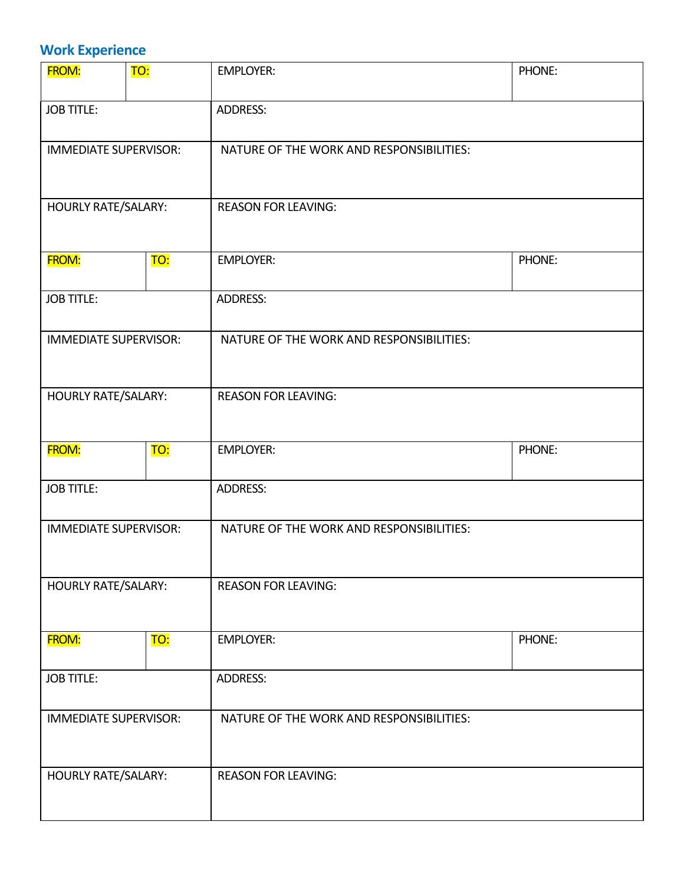## Work Experience

| FROM: | TO: | EMPLOYER: | PHONE: |
|---|---|---|---|
| JOB TITLE: | | ADDRESS: | |
| IMMEDIATE SUPERVISOR: | | NATURE OF THE WORK AND RESPONSIBILITIES: | |
| HOURLY RATE/SALARY: | | REASON FOR LEAVING: | |
| FROM: | TO: | EMPLOYER: | PHONE: |
| JOB TITLE: | | ADDRESS: | |
| IMMEDIATE SUPERVISOR: | | NATURE OF THE WORK AND RESPONSIBILITIES: | |
| HOURLY RATE/SALARY: | | REASON FOR LEAVING: | |
| FROM: | TO: | EMPLOYER: | PHONE: |
| JOB TITLE: | | ADDRESS: | |
| IMMEDIATE SUPERVISOR: | | NATURE OF THE WORK AND RESPONSIBILITIES: | |
| HOURLY RATE/SALARY: | | REASON FOR LEAVING: | |
| FROM: | TO: | EMPLOYER: | PHONE: |
| JOB TITLE: | | ADDRESS: | |
| IMMEDIATE SUPERVISOR: | | NATURE OF THE WORK AND RESPONSIBILITIES: | |
| HOURLY RATE/SALARY: | | REASON FOR LEAVING: | |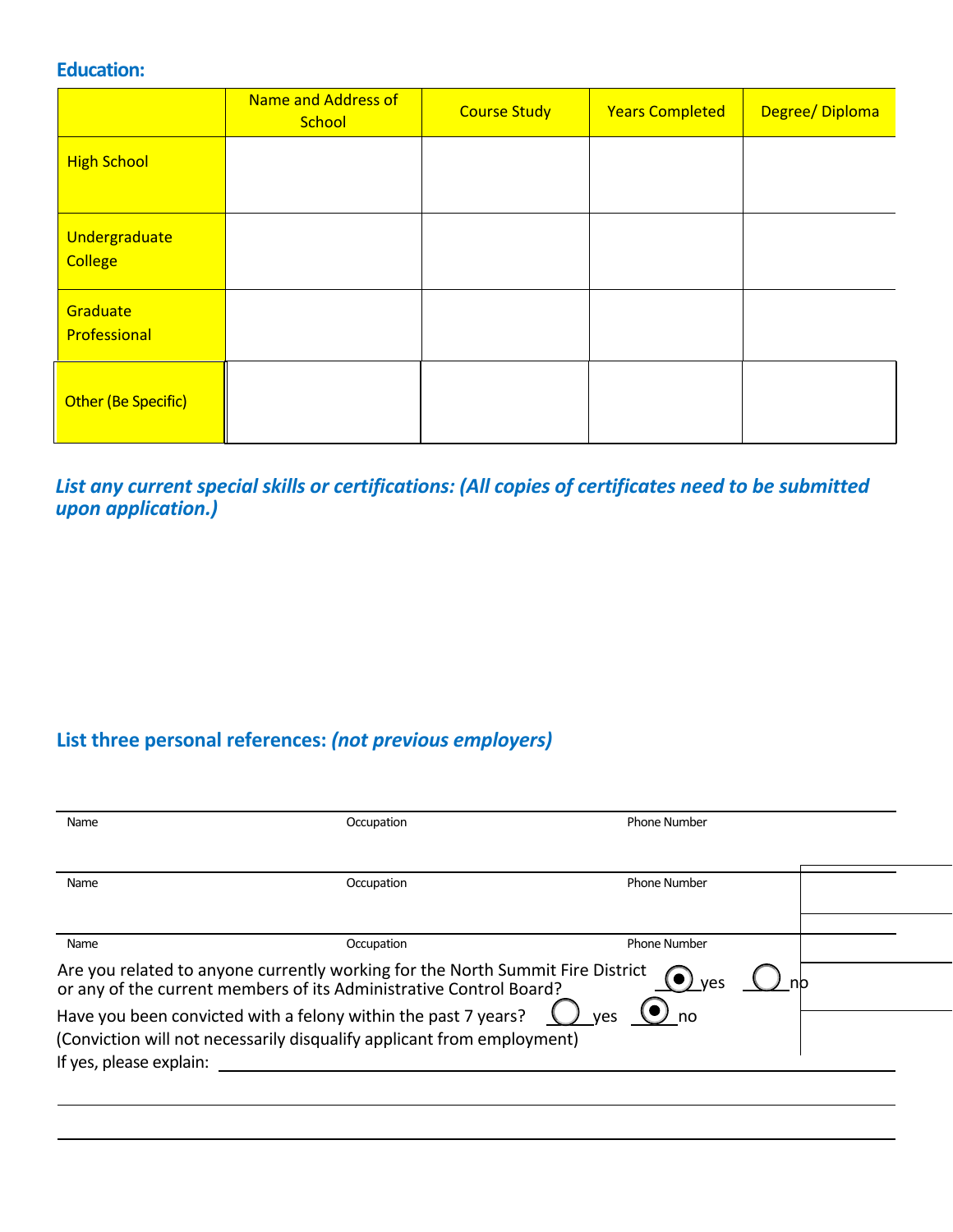## Education:

| | Name and Address of School | Course Study | Years Completed | Degree/ Diploma |
|---|---|---|---|---|
| High School | | | | |
| Undergraduate College | | | | |
| Graduate Professional | | | | |
| Other (Be Specific) | | | | |

***List any current special skills or certifications: (All copies of certificates need to be submitted upon application.)***

## List three personal references: *(not previous employers)*

| Name | Occupation | Phone Number |
|---|---|---|
| | | |
| | | |
| | | |

Are you related to anyone currently working for the North Summit Fire District or any of the current members of its Administrative Control Board? ◉ yes ○ no

Have you been convicted with a felony within the past 7 years? ○ yes ◉ no
(Conviction will not necessarily disqualify applicant from employment)

If yes, please explain: ______________________________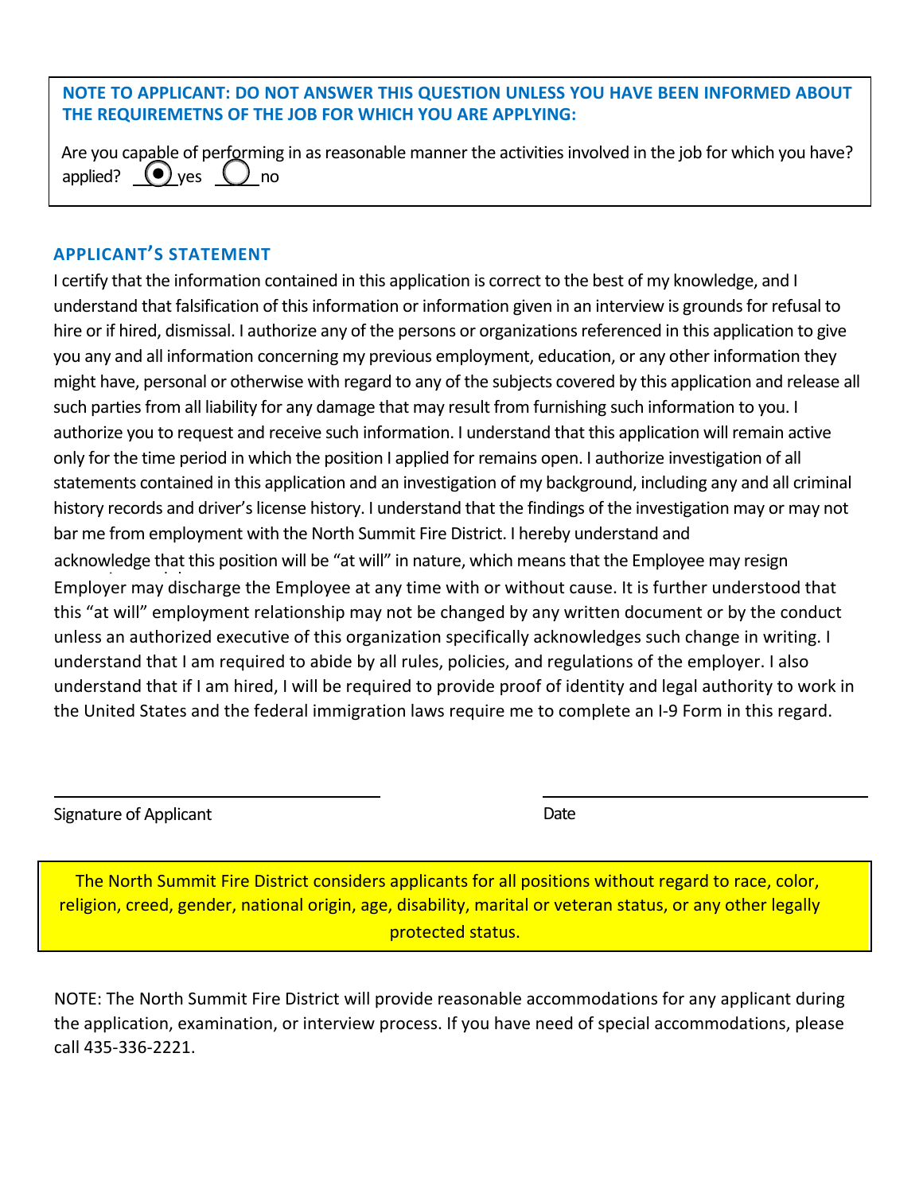**NOTE TO APPLICANT: DO NOT ANSWER THIS QUESTION UNLESS YOU HAVE BEEN INFORMED ABOUT THE REQUIREMETNS OF THE JOB FOR WHICH YOU ARE APPLYING:**

Are you capable of performing in as reasonable manner the activities involved in the job for which you have? applied? (●) yes ( ) no

## APPLICANT'S STATEMENT

I certify that the information contained in this application is correct to the best of my knowledge, and I understand that falsification of this information or information given in an interview is grounds for refusal to hire or if hired, dismissal. I authorize any of the persons or organizations referenced in this application to give you any and all information concerning my previous employment, education, or any other information they might have, personal or otherwise with regard to any of the subjects covered by this application and release all such parties from all liability for any damage that may result from furnishing such information to you. I authorize you to request and receive such information. I understand that this application will remain active only for the time period in which the position I applied for remains open. I authorize investigation of all statements contained in this application and an investigation of my background, including any and all criminal history records and driver's license history. I understand that the findings of the investigation may or may not bar me from employment with the North Summit Fire District. I hereby understand and acknowledge that this position will be "at will" in nature, which means that the Employee may resign Employer may discharge the Employee at any time with or without cause. It is further understood that this "at will" employment relationship may not be changed by any written document or by the conduct unless an authorized executive of this organization specifically acknowledges such change in writing. I understand that I am required to abide by all rules, policies, and regulations of the employer. I also understand that if I am hired, I will be required to provide proof of identity and legal authority to work in the United States and the federal immigration laws require me to complete an I-9 Form in this regard.

Signature of Applicant ______________________ Date ______________________

The North Summit Fire District considers applicants for all positions without regard to race, color, religion, creed, gender, national origin, age, disability, marital or veteran status, or any other legally protected status.

NOTE: The North Summit Fire District will provide reasonable accommodations for any applicant during the application, examination, or interview process. If you have need of special accommodations, please call 435-336-2221.